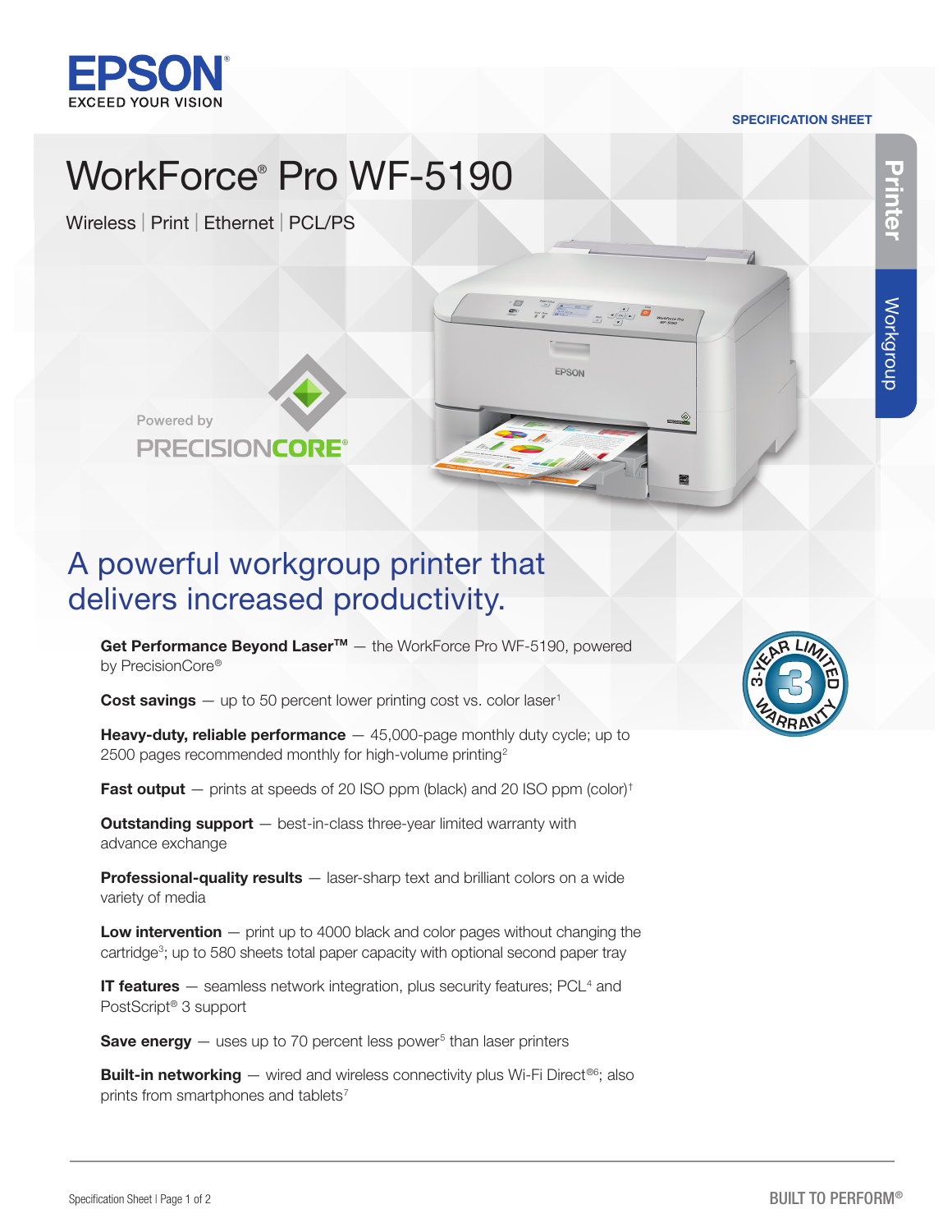EPSON
EXCEED YOUR VISION

SPECIFICATION SHEET

Printer | Workgroup

# WorkForce® Pro WF-5190

Wireless | Print | Ethernet | PCL/PS

Powered by PRECISIONCORE®

## A powerful workgroup printer that delivers increased productivity.

**Get Performance Beyond Laser™** — the WorkForce Pro WF-5190, powered by PrecisionCore®

**Cost savings** — up to 50 percent lower printing cost vs. color laser[1]

**Heavy-duty, reliable performance** — 45,000-page monthly duty cycle; up to 2500 pages recommended monthly for high-volume printing[2]

**Fast output** — prints at speeds of 20 ISO ppm (black) and 20 ISO ppm (color)[†]

**Outstanding support** — best-in-class three-year limited warranty with advance exchange

**Professional-quality results** — laser-sharp text and brilliant colors on a wide variety of media

**Low intervention** — print up to 4000 black and color pages without changing the cartridge[3]; up to 580 sheets total paper capacity with optional second paper tray

**IT features** — seamless network integration, plus security features; PCL[4] and PostScript® 3 support

**Save energy** — uses up to 70 percent less power[5] than laser printers

**Built-in networking** — wired and wireless connectivity plus Wi-Fi Direct®[6]; also prints from smartphones and tablets[7]

3-YEAR LIMITED WARRANTY

BUILT TO PERFORM®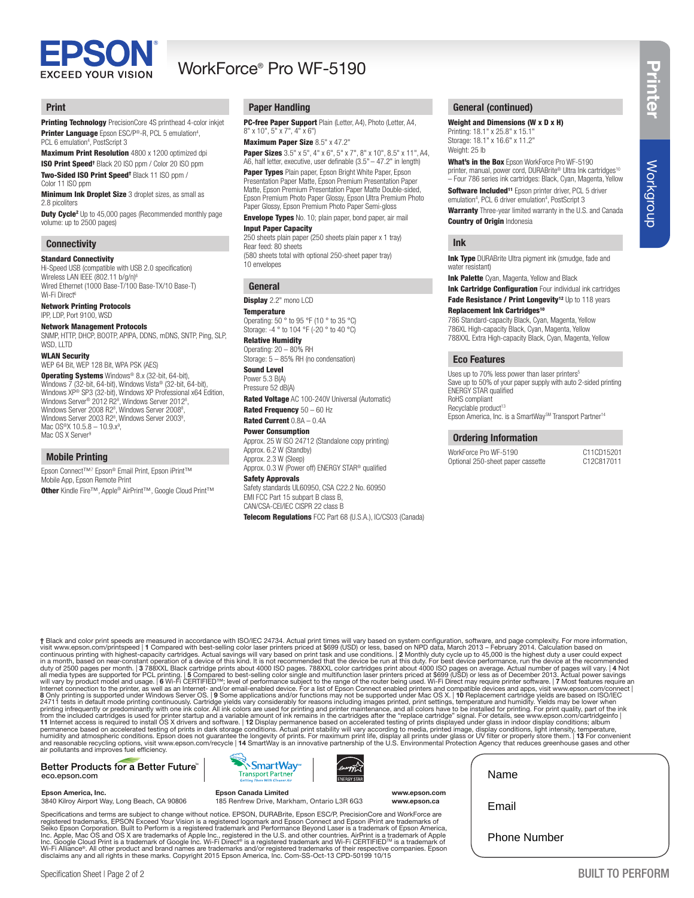# EPSON EXCEED YOUR VISION

# WorkForce® Pro WF-5190

Printer

Workgroup

## Print

**Printing Technology** PrecisionCore 4S printhead 4-color inkjet

**Printer Language** Epson ESC/P®-R, PCL 5 emulation[4], PCL 6 emulation[4], PostScript 3

**Maximum Print Resolution** 4800 x 1200 optimized dpi

**ISO Print Speed†** Black 20 ISO ppm / Color 20 ISO ppm

**Two-Sided ISO Print Speed†** Black 11 ISO ppm / Color 11 ISO ppm

**Minimum Ink Droplet Size** 3 droplet sizes, as small as 2.8 picoliters

**Duty Cycle[2]** Up to 45,000 pages (Recommended monthly page volume: up to 2500 pages)

## Connectivity

**Standard Connectivity**
Hi-Speed USB (compatible with USB 2.0 specification)
Wireless LAN IEEE (802.11 b/g/n)[6]
Wired Ethernet (1000 Base-T/100 Base-TX/10 Base-T)
Wi-Fi Direct[6]

**Network Printing Protocols**
IPP, LDP, Port 9100, WSD

**Network Management Protocols**
SNMP, HTTP, DHCP, BOOTP, APIPA, DDNS, mDNS, SNTP, Ping, SLP, WSD, LLTD

**WLAN Security**
WEP 64 Bit, WEP 128 Bit, WPA PSK (AES)

**Operating Systems** Windows® 8.x (32-bit, 64-bit), Windows 7 (32-bit, 64-bit), Windows Vista® (32-bit, 64-bit), Windows XP® SP3 (32-bit), Windows XP Professional x64 Edition, Windows Server® 2012 R2[8], Windows Server 2012[8], Windows Server 2008 R2[8], Windows Server 2008[8], Windows Server 2003 R2[8], Windows Server 2003[8], Mac OS®X 10.5.8 – 10.9.x[9], Mac OS X Server[9]

## Mobile Printing

Epson Connect™[7] Epson® Email Print, Epson iPrint™ Mobile App, Epson Remote Print

**Other** Kindle Fire™, Apple® AirPrint™, Google Cloud Print™

## Paper Handling

**PC-free Paper Support** Plain (Letter, A4), Photo (Letter, A4, 8" x 10", 5" x 7", 4" x 6")

**Maximum Paper Size** 8.5" x 47.2"

**Paper Sizes** 3.5" x 5", 4" x 6", 5" x 7", 8" x 10", 8.5" x 11", A4, A6, half letter, executive, user definable (3.5" – 47.2" in length)

**Paper Types** Plain paper, Epson Bright White Paper, Epson Presentation Paper Matte, Epson Premium Presentation Paper Matte, Epson Premium Presentation Paper Matte Double-sided, Epson Premium Photo Paper Glossy, Epson Ultra Premium Photo Paper Glossy, Epson Premium Photo Paper Semi-gloss

**Envelope Types** No. 10; plain paper, bond paper, air mail

**Input Paper Capacity**
250 sheets plain paper (250 sheets plain paper x 1 tray)
Rear feed: 80 sheets
(580 sheets total with optional 250-sheet paper tray)
10 envelopes

## General

**Display** 2.2" mono LCD

**Temperature**
Operating: 50 ° to 95 °F (10 ° to 35 °C)
Storage: -4 ° to 104 °F (-20 ° to 40 °C)

**Relative Humidity**
Operating: 20 – 80% RH
Storage: 5 – 85% RH (no condensation)

**Sound Level**
Power 5.3 B(A)
Pressure 52 dB(A)

**Rated Voltage** AC 100-240V Universal (Automatic)

**Rated Frequency** 50 – 60 Hz

**Rated Current** 0.8A – 0.4A

**Power Consumption**
Approx. 25 W ISO 24712 (Standalone copy printing)
Approx. 6.2 W (Standby)
Approx. 2.3 W (Sleep)
Approx. 0.3 W (Power off) ENERGY STAR® qualified

**Safety Approvals**
Safety standards UL60950, CSA C22.2 No. 60950
EMI FCC Part 15 subpart B class B,
CAN/CSA-CEI/IEC CISPR 22 class B

**Telecom Regulations** FCC Part 68 (U.S.A.), IC/CS03 (Canada)

## General (continued)

**Weight and Dimensions (W x D x H)**
Printing: 18.1" x 25.8" x 15.1"
Storage: 18.1" x 16.6" x 11.2"
Weight: 25 lb

**What's in the Box** Epson WorkForce Pro WF-5190 printer, manual, power cord, DURABrite® Ultra Ink cartridges[10] – Four 786 series ink cartridges: Black, Cyan, Magenta, Yellow

**Software Included[11]** Epson printer driver, PCL 5 driver emulation[4], PCL 6 driver emulation[4], PostScript 3

**Warranty** Three-year limited warranty in the U.S. and Canada

**Country of Origin** Indonesia

## Ink

**Ink Type** DURABrite Ultra pigment ink (smudge, fade and water resistant)

**Ink Palette** Cyan, Magenta, Yellow and Black

**Ink Cartridge Configuration** Four individual ink cartridges

**Fade Resistance / Print Longevity[12]** Up to 118 years

**Replacement Ink Cartridges[10]**
786 Standard-capacity Black, Cyan, Magenta, Yellow
786XL High-capacity Black, Cyan, Magenta, Yellow
788XXL Extra High-capacity Black, Cyan, Magenta, Yellow

## Eco Features

Uses up to 70% less power than laser printers[5]
Save up to 50% of your paper supply with auto 2-sided printing
ENERGY STAR qualified
RoHS compliant
Recyclable product[13]
Epson America, Inc. is a SmartWay℠ Transport Partner[14]

## Ordering Information

| | |
|---|---|
| WorkForce Pro WF-5190 | C11CD15201 |
| Optional 250-sheet paper cassette | C12C817011 |

† Black and color print speeds are measured in accordance with ISO/IEC 24734. Actual print times will vary based on system configuration, software, and page complexity. For more information, visit www.epson.com/printspeed | **1** Compared with best-selling color laser printers priced at $699 (USD) or less, based on NPD data, March 2013 – February 2014. Calculation based on continuous printing with highest-capacity cartridges. Actual savings will vary based on print task and use conditions. | **2** Monthly duty cycle is up to 45,000 is the highest duty a user could expect in a month, based on near-constant operation of a device of this kind. It is not recommended that the device be run at this duty. For best device performance, run the device at the recommended duty of 2500 pages per month. | **3** 788XXL Black cartridge prints about 4000 ISO pages. 788XXL color cartridges print about 4000 ISO pages on average. Actual number of pages will vary. | **4** Not all media types are supported for PCL printing. | **5** Compared to best-selling color single and multifunction laser printers priced at $699 (USD) or less as of December 2013. Actual power savings will vary by product model and usage. | **6** Wi-Fi CERTIFIED™; level of performance subject to the range of the router being used. Wi-Fi Direct may require printer software. | **7** Most features require an Internet connection to the printer, as well as an Internet- and/or email-enabled device. For a list of Epson Connect enabled printers and compatible devices and apps, visit www.epson.com/connect | **8** Only printing is supported under Windows Server OS. | **9** Some applications and/or functions may not be supported under Mac OS X. | **10** Replacement cartridge yields are based on ISO/IEC 24711 tests in default mode printing continuously. Cartridge yields vary considerably for reasons including images printed, print settings, temperature and humidity. Yields may be lower when printing infrequently or predominantly with one ink color. All ink colors are used for printing and printer maintenance, and all colors have to be installed for printing. For print quality, part of the ink from the included cartridges is used for printer startup and a variable amount of ink remains in the cartridges after the "replace cartridge" signal. For details, see www.epson.com/cartridgeinfo | **11** Internet access is required to install OS X drivers and software. | **12** Display permanence based on accelerated testing of prints displayed under glass in indoor display conditions; album permanence based on accelerated testing of prints in dark storage conditions. Actual print stability will vary according to media, printed image, display conditions, light intensity, temperature, humidity and atmospheric conditions. Epson does not guarantee the longevity of prints. For maximum print life, display all prints under glass or UV filter or properly store them. | **13** For convenient and reasonable recycling options, visit www.epson.com/recycle | **14** SmartWay is an innovative partnership of the U.S. Environmental Protection Agency that reduces greenhouse gases and other air pollutants and improves fuel efficiency.

Better Products for a Better Future™
eco.epson.com

SmartWay℠ Transport Partner — Getting There With Cleaner Air

ENERGY STAR

**Epson America, Inc.**
3840 Kilroy Airport Way, Long Beach, CA 90806

**Epson Canada Limited**
185 Renfrew Drive, Markham, Ontario L3R 6G3

**www.epson.com**
**www.epson.ca**

Name

Email

Phone Number

Specifications and terms are subject to change without notice. EPSON, DURABrite, Epson ESC/P, PrecisionCore and WorkForce are registered trademarks, EPSON Exceed Your Vision is a registered logomark and Epson Connect and Epson iPrint are trademarks of Seiko Epson Corporation. Built to Perform is a registered trademark and Performance Beyond Laser is a trademark of Epson America, Inc. Apple, Mac OS and OS X are trademarks of Apple Inc., registered in the U.S. and other countries. AirPrint is a trademark of Apple Inc. Google Cloud Print is a trademark of Google Inc. Wi-Fi Direct® is a registered trademark and Wi-Fi CERTIFIED™ is a trademark of Wi-Fi Alliance®. All other product and brand names are trademarks and/or registered trademarks of their respective companies. Epson disclaims any and all rights in these marks. Copyright 2015 Epson America, Inc. Com-SS-Oct-13 CPD-50199 10/15

BUILT TO PERFORM